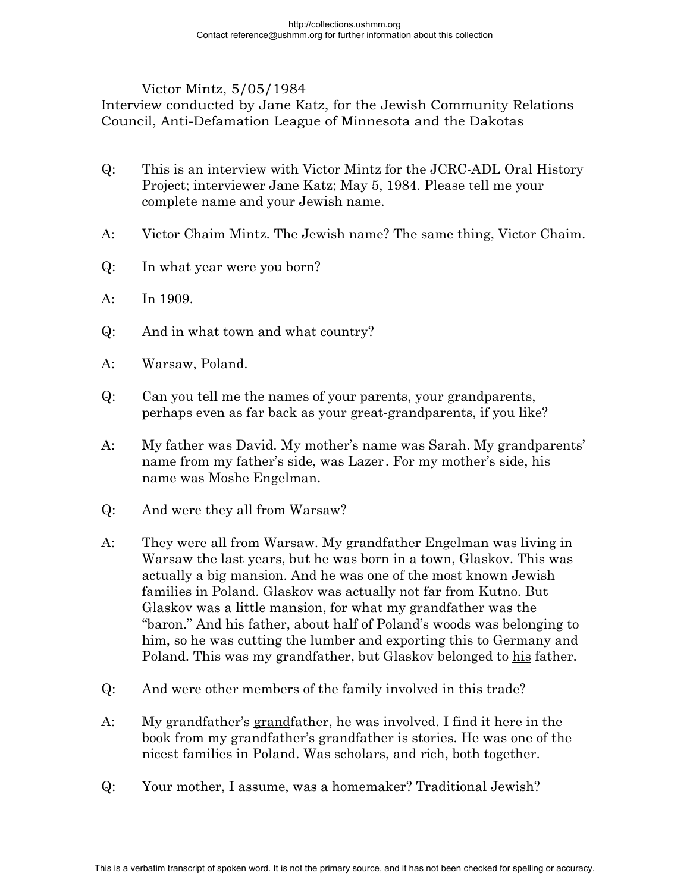Victor Mintz, 5/05/1984
Interview conducted by Jane Katz, for the Jewish Community Relations Council, Anti-Defamation League of Minnesota and the Dakotas

Q: This is an interview with Victor Mintz for the JCRC-ADL Oral History Project; interviewer Jane Katz; May 5, 1984. Please tell me your complete name and your Jewish name.

A: Victor Chaim Mintz. The Jewish name? The same thing, Victor Chaim.

Q: In what year were you born?

A: In 1909.

Q: And in what town and what country?

A: Warsaw, Poland.

Q: Can you tell me the names of your parents, your grandparents, perhaps even as far back as your great-grandparents, if you like?

A: My father was David. My mother's name was Sarah. My grandparents' name from my father's side, was Lazer. For my mother's side, his name was Moshe Engelman.

Q: And were they all from Warsaw?

A: They were all from Warsaw. My grandfather Engelman was living in Warsaw the last years, but he was born in a town, Glaskov. This was actually a big mansion. And he was one of the most known Jewish families in Poland. Glaskov was actually not far from Kutno. But Glaskov was a little mansion, for what my grandfather was the "baron." And his father, about half of Poland's woods was belonging to him, so he was cutting the lumber and exporting this to Germany and Poland. This was my grandfather, but Glaskov belonged to <u>his</u> father.

Q: And were other members of the family involved in this trade?

A: My grandfather's <u>grand</u>father, he was involved. I find it here in the book from my grandfather's grandfather is stories. He was one of the nicest families in Poland. Was scholars, and rich, both together.

Q: Your mother, I assume, was a homemaker? Traditional Jewish?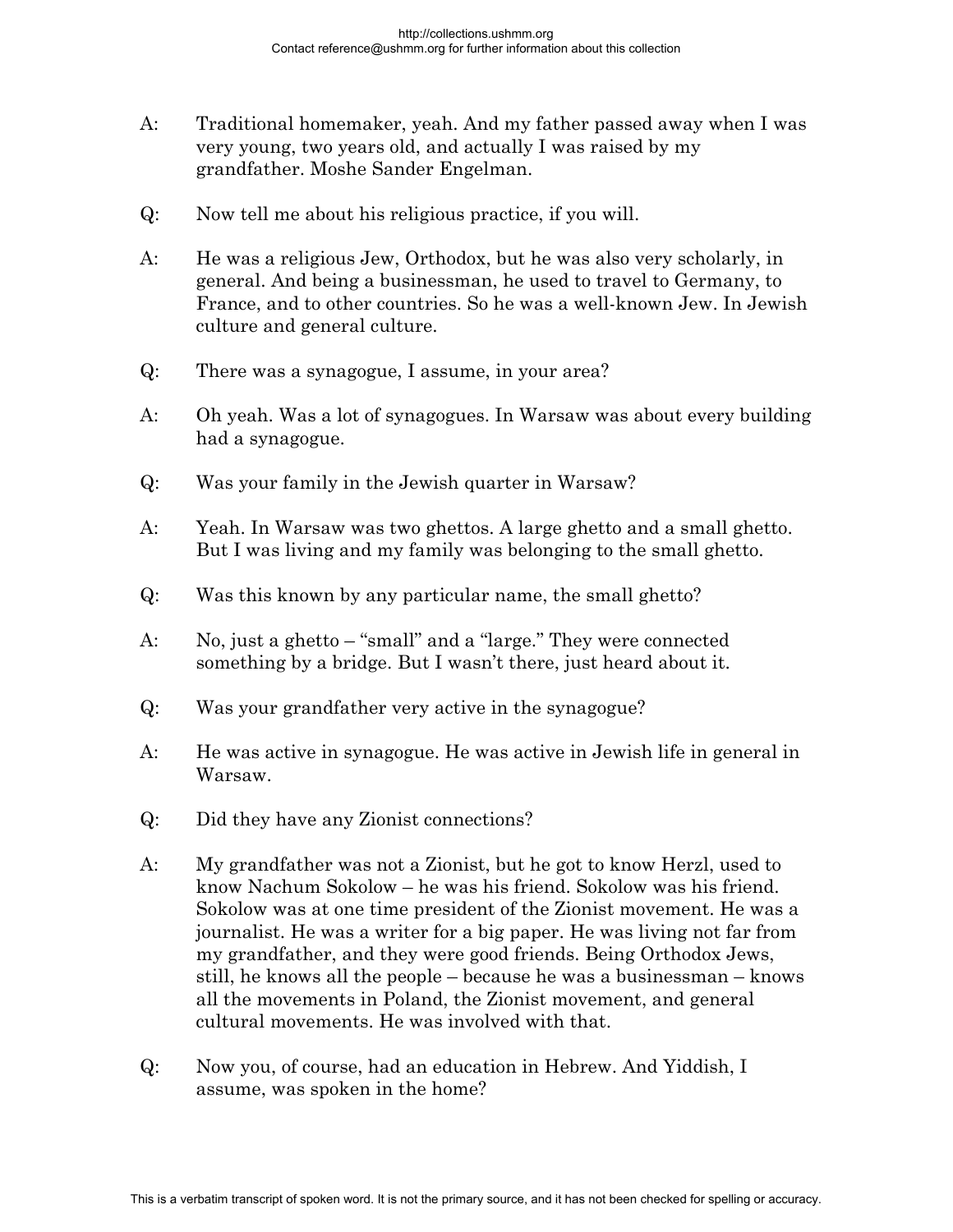A: Traditional homemaker, yeah. And my father passed away when I was very young, two years old, and actually I was raised by my grandfather. Moshe Sander Engelman.

Q: Now tell me about his religious practice, if you will.

A: He was a religious Jew, Orthodox, but he was also very scholarly, in general. And being a businessman, he used to travel to Germany, to France, and to other countries. So he was a well-known Jew. In Jewish culture and general culture.

Q: There was a synagogue, I assume, in your area?

A: Oh yeah. Was a lot of synagogues. In Warsaw was about every building had a synagogue.

Q: Was your family in the Jewish quarter in Warsaw?

A: Yeah. In Warsaw was two ghettos. A large ghetto and a small ghetto. But I was living and my family was belonging to the small ghetto.

Q: Was this known by any particular name, the small ghetto?

A: No, just a ghetto – "small" and a "large." They were connected something by a bridge. But I wasn't there, just heard about it.

Q: Was your grandfather very active in the synagogue?

A: He was active in synagogue. He was active in Jewish life in general in Warsaw.

Q: Did they have any Zionist connections?

A: My grandfather was not a Zionist, but he got to know Herzl, used to know Nachum Sokolow – he was his friend. Sokolow was his friend. Sokolow was at one time president of the Zionist movement. He was a journalist. He was a writer for a big paper. He was living not far from my grandfather, and they were good friends. Being Orthodox Jews, still, he knows all the people – because he was a businessman – knows all the movements in Poland, the Zionist movement, and general cultural movements. He was involved with that.

Q: Now you, of course, had an education in Hebrew. And Yiddish, I assume, was spoken in the home?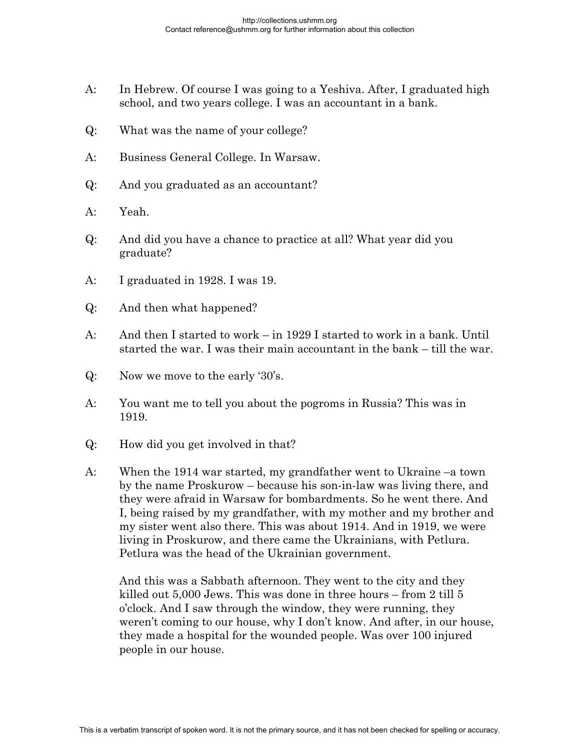A: In Hebrew. Of course I was going to a Yeshiva. After, I graduated high school, and two years college. I was an accountant in a bank.

Q: What was the name of your college?

A: Business General College. In Warsaw.

Q: And you graduated as an accountant?

A: Yeah.

Q: And did you have a chance to practice at all? What year did you graduate?

A: I graduated in 1928. I was 19.

Q: And then what happened?

A: And then I started to work – in 1929 I started to work in a bank. Until started the war. I was their main accountant in the bank – till the war.

Q: Now we move to the early '30's.

A: You want me to tell you about the pogroms in Russia? This was in 1919.

Q: How did you get involved in that?

A: When the 1914 war started, my grandfather went to Ukraine –a town by the name Proskurow – because his son-in-law was living there, and they were afraid in Warsaw for bombardments. So he went there. And I, being raised by my grandfather, with my mother and my brother and my sister went also there. This was about 1914. And in 1919, we were living in Proskurow, and there came the Ukrainians, with Petlura. Petlura was the head of the Ukrainian government.

And this was a Sabbath afternoon. They went to the city and they killed out 5,000 Jews. This was done in three hours – from 2 till 5 o'clock. And I saw through the window, they were running, they weren't coming to our house, why I don't know. And after, in our house, they made a hospital for the wounded people. Was over 100 injured people in our house.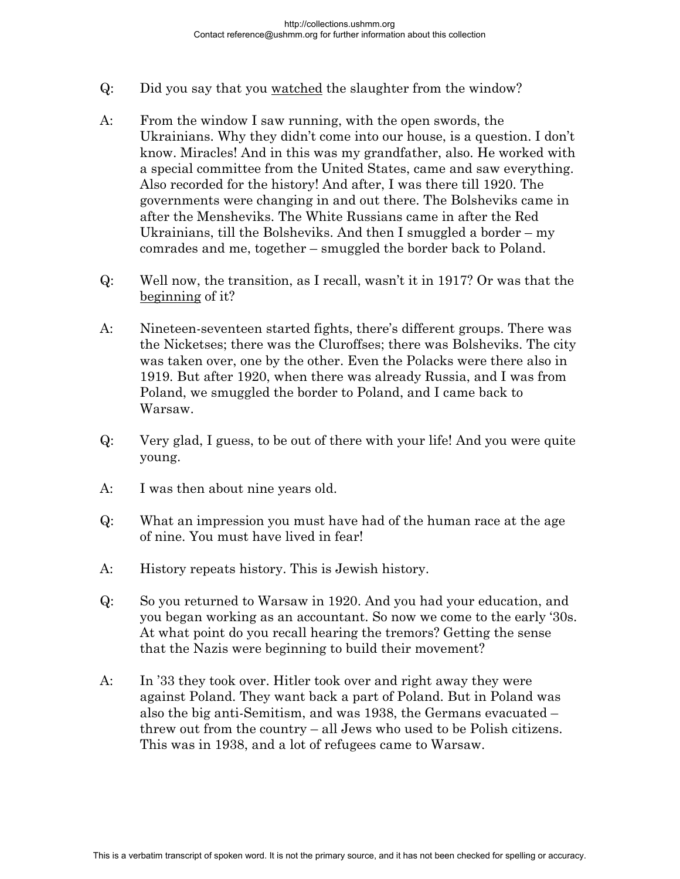Q: Did you say that you <u>watched</u> the slaughter from the window?

A: From the window I saw running, with the open swords, the Ukrainians. Why they didn't come into our house, is a question. I don't know. Miracles! And in this was my grandfather, also. He worked with a special committee from the United States, came and saw everything. Also recorded for the history! And after, I was there till 1920. The governments were changing in and out there. The Bolsheviks came in after the Mensheviks. The White Russians came in after the Red Ukrainians, till the Bolsheviks. And then I smuggled a border – my comrades and me, together – smuggled the border back to Poland.

Q: Well now, the transition, as I recall, wasn't it in 1917? Or was that the <u>beginning</u> of it?

A: Nineteen-seventeen started fights, there's different groups. There was the Nicketses; there was the Cluroffses; there was Bolsheviks. The city was taken over, one by the other. Even the Polacks were there also in 1919. But after 1920, when there was already Russia, and I was from Poland, we smuggled the border to Poland, and I came back to Warsaw.

Q: Very glad, I guess, to be out of there with your life! And you were quite young.

A: I was then about nine years old.

Q: What an impression you must have had of the human race at the age of nine. You must have lived in fear!

A: History repeats history. This is Jewish history.

Q: So you returned to Warsaw in 1920. And you had your education, and you began working as an accountant. So now we come to the early '30s. At what point do you recall hearing the tremors? Getting the sense that the Nazis were beginning to build their movement?

A: In '33 they took over. Hitler took over and right away they were against Poland. They want back a part of Poland. But in Poland was also the big anti-Semitism, and was 1938, the Germans evacuated – threw out from the country – all Jews who used to be Polish citizens. This was in 1938, and a lot of refugees came to Warsaw.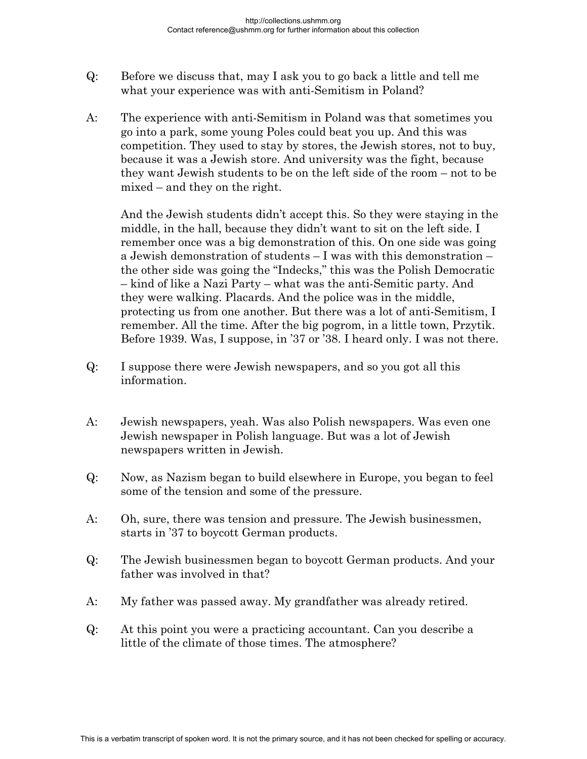Q: Before we discuss that, may I ask you to go back a little and tell me what your experience was with anti-Semitism in Poland?

A: The experience with anti-Semitism in Poland was that sometimes you go into a park, some young Poles could beat you up. And this was competition. They used to stay by stores, the Jewish stores, not to buy, because it was a Jewish store. And university was the fight, because they want Jewish students to be on the left side of the room – not to be mixed – and they on the right.

And the Jewish students didn't accept this. So they were staying in the middle, in the hall, because they didn't want to sit on the left side. I remember once was a big demonstration of this. On one side was going a Jewish demonstration of students – I was with this demonstration – the other side was going the "Indecks," this was the Polish Democratic – kind of like a Nazi Party – what was the anti-Semitic party. And they were walking. Placards. And the police was in the middle, protecting us from one another. But there was a lot of anti-Semitism, I remember. All the time. After the big pogrom, in a little town, Przytik. Before 1939. Was, I suppose, in '37 or '38. I heard only. I was not there.

Q: I suppose there were Jewish newspapers, and so you got all this information.

A: Jewish newspapers, yeah. Was also Polish newspapers. Was even one Jewish newspaper in Polish language. But was a lot of Jewish newspapers written in Jewish.

Q: Now, as Nazism began to build elsewhere in Europe, you began to feel some of the tension and some of the pressure.

A: Oh, sure, there was tension and pressure. The Jewish businessmen, starts in '37 to boycott German products.

Q: The Jewish businessmen began to boycott German products. And your father was involved in that?

A: My father was passed away. My grandfather was already retired.

Q: At this point you were a practicing accountant. Can you describe a little of the climate of those times. The atmosphere?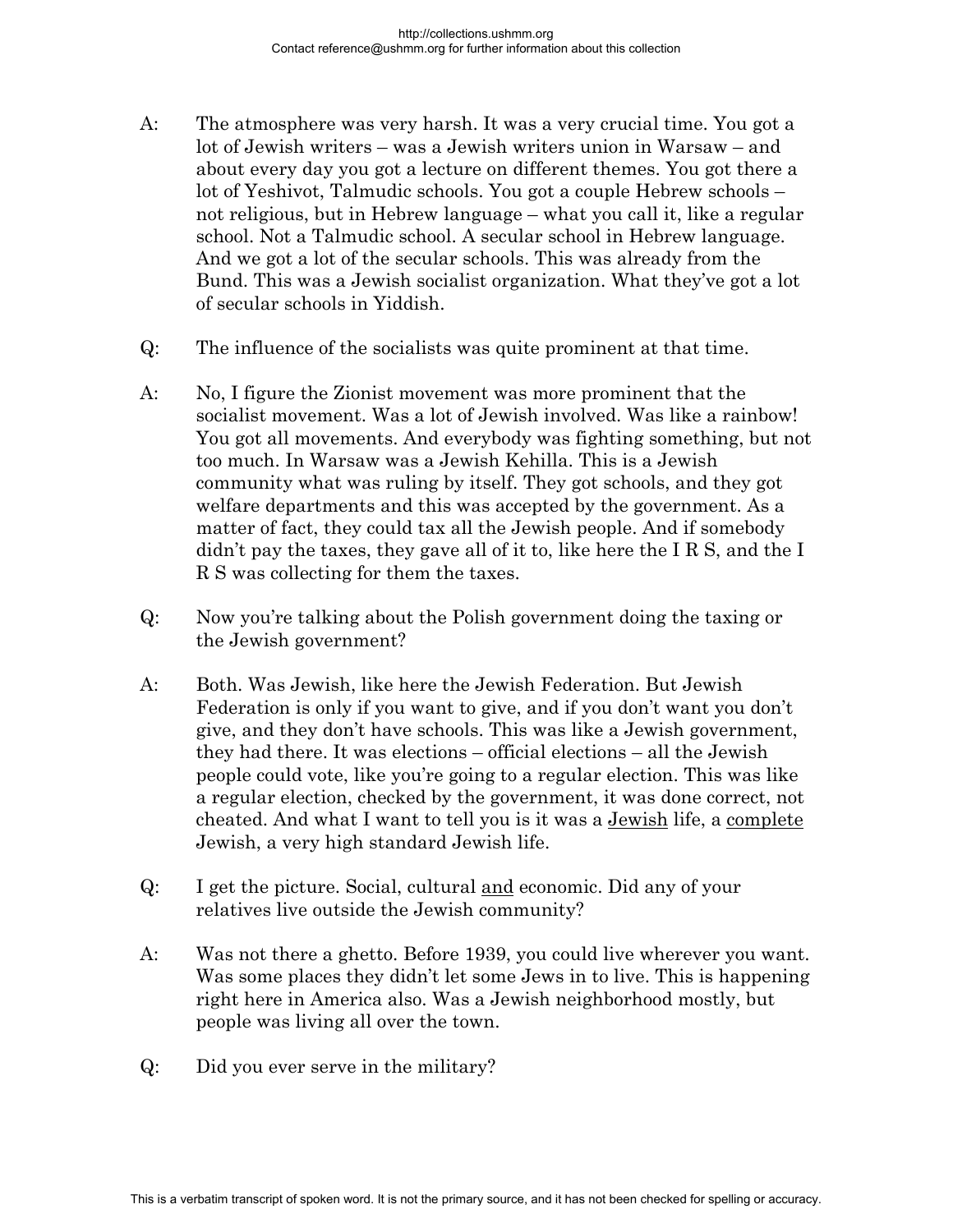A: The atmosphere was very harsh. It was a very crucial time. You got a lot of Jewish writers – was a Jewish writers union in Warsaw – and about every day you got a lecture on different themes. You got there a lot of Yeshivot, Talmudic schools. You got a couple Hebrew schools – not religious, but in Hebrew language – what you call it, like a regular school. Not a Talmudic school. A secular school in Hebrew language. And we got a lot of the secular schools. This was already from the Bund. This was a Jewish socialist organization. What they've got a lot of secular schools in Yiddish.

Q: The influence of the socialists was quite prominent at that time.

A: No, I figure the Zionist movement was more prominent that the socialist movement. Was a lot of Jewish involved. Was like a rainbow! You got all movements. And everybody was fighting something, but not too much. In Warsaw was a Jewish Kehilla. This is a Jewish community what was ruling by itself. They got schools, and they got welfare departments and this was accepted by the government. As a matter of fact, they could tax all the Jewish people. And if somebody didn't pay the taxes, they gave all of it to, like here the I R S, and the I R S was collecting for them the taxes.

Q: Now you're talking about the Polish government doing the taxing or the Jewish government?

A: Both. Was Jewish, like here the Jewish Federation. But Jewish Federation is only if you want to give, and if you don't want you don't give, and they don't have schools. This was like a Jewish government, they had there. It was elections – official elections – all the Jewish people could vote, like you're going to a regular election. This was like a regular election, checked by the government, it was done correct, not cheated. And what I want to tell you is it was a <u>Jewish</u> life, a <u>complete</u> Jewish, a very high standard Jewish life.

Q: I get the picture. Social, cultural <u>and</u> economic. Did any of your relatives live outside the Jewish community?

A: Was not there a ghetto. Before 1939, you could live wherever you want. Was some places they didn't let some Jews in to live. This is happening right here in America also. Was a Jewish neighborhood mostly, but people was living all over the town.

Q: Did you ever serve in the military?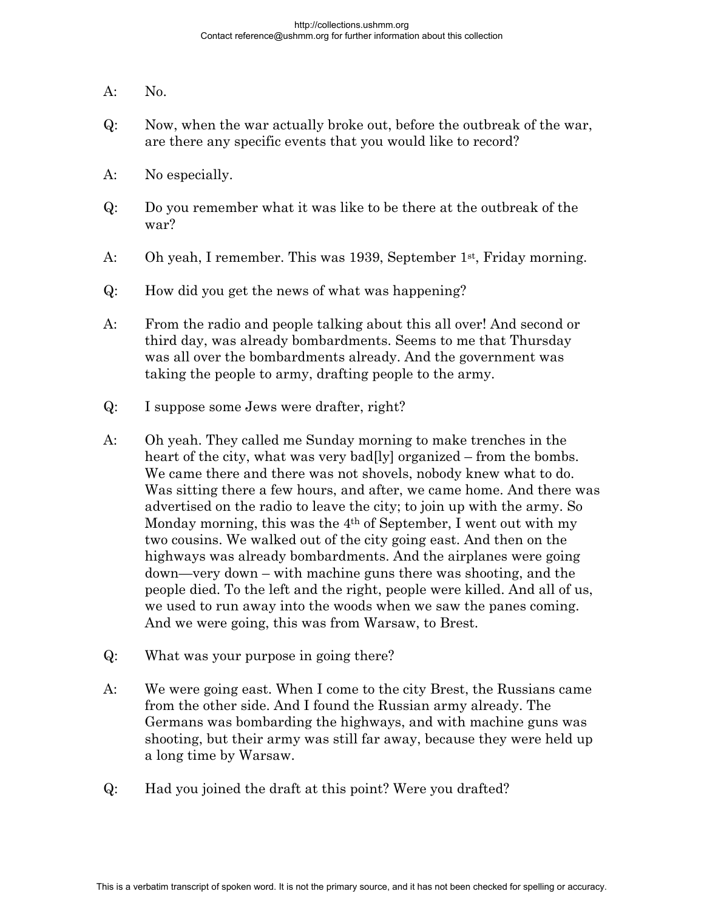A: No.

Q: Now, when the war actually broke out, before the outbreak of the war, are there any specific events that you would like to record?

A: No especially.

Q: Do you remember what it was like to be there at the outbreak of the war?

A: Oh yeah, I remember. This was 1939, September 1st, Friday morning.

Q: How did you get the news of what was happening?

A: From the radio and people talking about this all over! And second or third day, was already bombardments. Seems to me that Thursday was all over the bombardments already. And the government was taking the people to army, drafting people to the army.

Q: I suppose some Jews were drafter, right?

A: Oh yeah. They called me Sunday morning to make trenches in the heart of the city, what was very bad[ly] organized – from the bombs. We came there and there was not shovels, nobody knew what to do. Was sitting there a few hours, and after, we came home. And there was advertised on the radio to leave the city; to join up with the army. So Monday morning, this was the 4th of September, I went out with my two cousins. We walked out of the city going east. And then on the highways was already bombardments. And the airplanes were going down—very down – with machine guns there was shooting, and the people died. To the left and the right, people were killed. And all of us, we used to run away into the woods when we saw the panes coming. And we were going, this was from Warsaw, to Brest.

Q: What was your purpose in going there?

A: We were going east. When I come to the city Brest, the Russians came from the other side. And I found the Russian army already. The Germans was bombarding the highways, and with machine guns was shooting, but their army was still far away, because they were held up a long time by Warsaw.

Q: Had you joined the draft at this point? Were you drafted?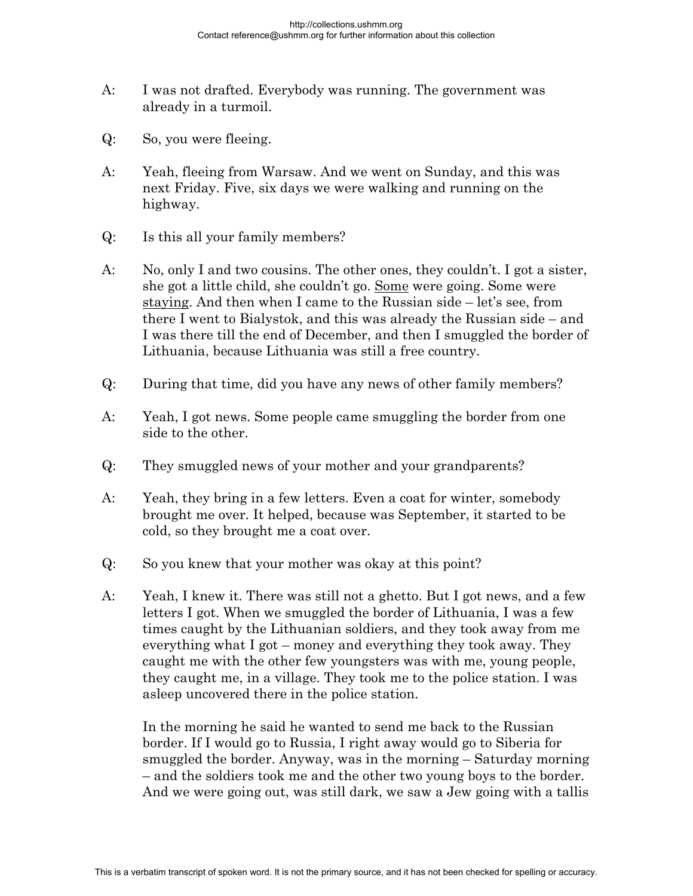A: I was not drafted. Everybody was running. The government was already in a turmoil.

Q: So, you were fleeing.

A: Yeah, fleeing from Warsaw. And we went on Sunday, and this was next Friday. Five, six days we were walking and running on the highway.

Q: Is this all your family members?

A: No, only I and two cousins. The other ones, they couldn't. I got a sister, she got a little child, she couldn't go. <u>Some</u> were going. Some were <u>staying</u>. And then when I came to the Russian side – let's see, from there I went to Bialystok, and this was already the Russian side – and I was there till the end of December, and then I smuggled the border of Lithuania, because Lithuania was still a free country.

Q: During that time, did you have any news of other family members?

A: Yeah, I got news. Some people came smuggling the border from one side to the other.

Q: They smuggled news of your mother and your grandparents?

A: Yeah, they bring in a few letters. Even a coat for winter, somebody brought me over. It helped, because was September, it started to be cold, so they brought me a coat over.

Q: So you knew that your mother was okay at this point?

A: Yeah, I knew it. There was still not a ghetto. But I got news, and a few letters I got. When we smuggled the border of Lithuania, I was a few times caught by the Lithuanian soldiers, and they took away from me everything what I got – money and everything they took away. They caught me with the other few youngsters was with me, young people, they caught me, in a village. They took me to the police station. I was asleep uncovered there in the police station.

In the morning he said he wanted to send me back to the Russian border. If I would go to Russia, I right away would go to Siberia for smuggled the border. Anyway, was in the morning – Saturday morning – and the soldiers took me and the other two young boys to the border. And we were going out, was still dark, we saw a Jew going with a tallis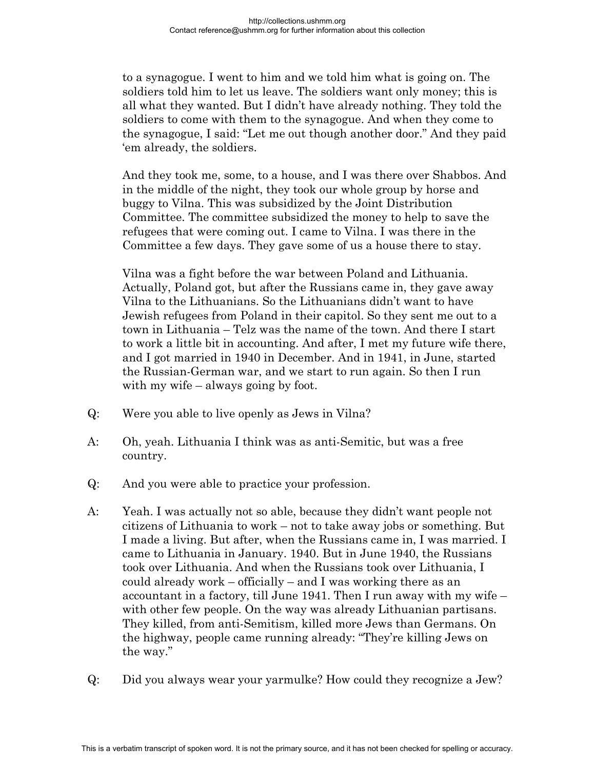to a synagogue. I went to him and we told him what is going on. The soldiers told him to let us leave. The soldiers want only money; this is all what they wanted. But I didn't have already nothing. They told the soldiers to come with them to the synagogue. And when they come to the synagogue, I said: "Let me out though another door." And they paid 'em already, the soldiers.

And they took me, some, to a house, and I was there over Shabbos. And in the middle of the night, they took our whole group by horse and buggy to Vilna. This was subsidized by the Joint Distribution Committee. The committee subsidized the money to help to save the refugees that were coming out. I came to Vilna. I was there in the Committee a few days. They gave some of us a house there to stay.

Vilna was a fight before the war between Poland and Lithuania. Actually, Poland got, but after the Russians came in, they gave away Vilna to the Lithuanians. So the Lithuanians didn't want to have Jewish refugees from Poland in their capitol. So they sent me out to a town in Lithuania – Telz was the name of the town. And there I start to work a little bit in accounting. And after, I met my future wife there, and I got married in 1940 in December. And in 1941, in June, started the Russian-German war, and we start to run again. So then I run with my wife – always going by foot.

Q: Were you able to live openly as Jews in Vilna?

A: Oh, yeah. Lithuania I think was as anti-Semitic, but was a free country.

Q: And you were able to practice your profession.

A: Yeah. I was actually not so able, because they didn't want people not citizens of Lithuania to work – not to take away jobs or something. But I made a living. But after, when the Russians came in, I was married. I came to Lithuania in January. 1940. But in June 1940, the Russians took over Lithuania. And when the Russians took over Lithuania, I could already work – officially – and I was working there as an accountant in a factory, till June 1941. Then I run away with my wife – with other few people. On the way was already Lithuanian partisans. They killed, from anti-Semitism, killed more Jews than Germans. On the highway, people came running already: "They're killing Jews on the way."

Q: Did you always wear your yarmulke? How could they recognize a Jew?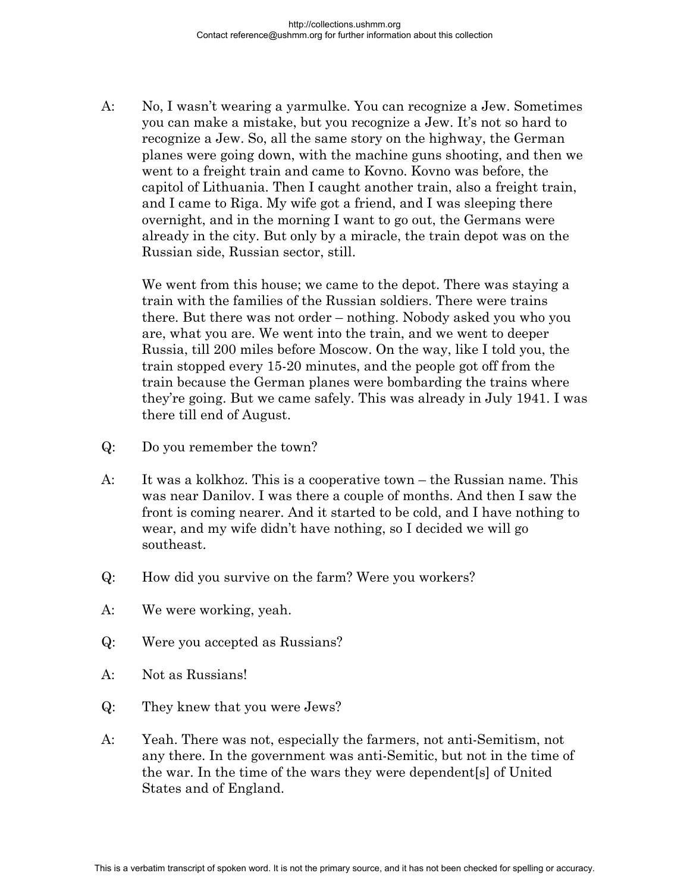A: No, I wasn't wearing a yarmulke. You can recognize a Jew. Sometimes you can make a mistake, but you recognize a Jew. It's not so hard to recognize a Jew. So, all the same story on the highway, the German planes were going down, with the machine guns shooting, and then we went to a freight train and came to Kovno. Kovno was before, the capitol of Lithuania. Then I caught another train, also a freight train, and I came to Riga. My wife got a friend, and I was sleeping there overnight, and in the morning I want to go out, the Germans were already in the city. But only by a miracle, the train depot was on the Russian side, Russian sector, still.

We went from this house; we came to the depot. There was staying a train with the families of the Russian soldiers. There were trains there. But there was not order – nothing. Nobody asked you who you are, what you are. We went into the train, and we went to deeper Russia, till 200 miles before Moscow. On the way, like I told you, the train stopped every 15-20 minutes, and the people got off from the train because the German planes were bombarding the trains where they're going. But we came safely. This was already in July 1941. I was there till end of August.

Q: Do you remember the town?

A: It was a kolkhoz. This is a cooperative town – the Russian name. This was near Danilov. I was there a couple of months. And then I saw the front is coming nearer. And it started to be cold, and I have nothing to wear, and my wife didn't have nothing, so I decided we will go southeast.

Q: How did you survive on the farm? Were you workers?

A: We were working, yeah.

Q: Were you accepted as Russians?

A: Not as Russians!

Q: They knew that you were Jews?

A: Yeah. There was not, especially the farmers, not anti-Semitism, not any there. In the government was anti-Semitic, but not in the time of the war. In the time of the wars they were dependent[s] of United States and of England.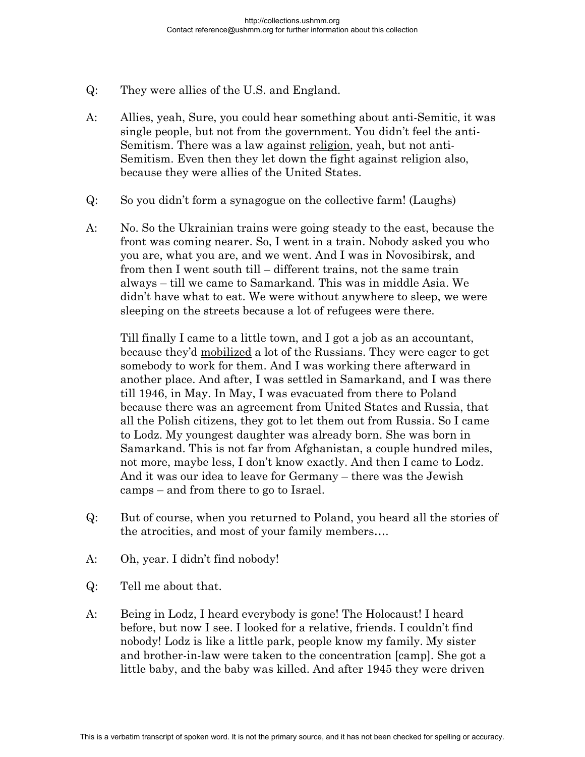Q: They were allies of the U.S. and England.

A: Allies, yeah, Sure, you could hear something about anti-Semitic, it was single people, but not from the government. You didn't feel the anti-Semitism. There was a law against <u>religion</u>, yeah, but not anti-Semitism. Even then they let down the fight against religion also, because they were allies of the United States.

Q: So you didn't form a synagogue on the collective farm! (Laughs)

A: No. So the Ukrainian trains were going steady to the east, because the front was coming nearer. So, I went in a train. Nobody asked you who you are, what you are, and we went. And I was in Novosibirsk, and from then I went south till – different trains, not the same train always – till we came to Samarkand. This was in middle Asia. We didn't have what to eat. We were without anywhere to sleep, we were sleeping on the streets because a lot of refugees were there.

Till finally I came to a little town, and I got a job as an accountant, because they'd <u>mobilized</u> a lot of the Russians. They were eager to get somebody to work for them. And I was working there afterward in another place. And after, I was settled in Samarkand, and I was there till 1946, in May. In May, I was evacuated from there to Poland because there was an agreement from United States and Russia, that all the Polish citizens, they got to let them out from Russia. So I came to Lodz. My youngest daughter was already born. She was born in Samarkand. This is not far from Afghanistan, a couple hundred miles, not more, maybe less, I don't know exactly. And then I came to Lodz. And it was our idea to leave for Germany – there was the Jewish camps – and from there to go to Israel.

Q: But of course, when you returned to Poland, you heard all the stories of the atrocities, and most of your family members….

A: Oh, year. I didn't find nobody!

Q: Tell me about that.

A: Being in Lodz, I heard everybody is gone! The Holocaust! I heard before, but now I see. I looked for a relative, friends. I couldn't find nobody! Lodz is like a little park, people know my family. My sister and brother-in-law were taken to the concentration [camp]. She got a little baby, and the baby was killed. And after 1945 they were driven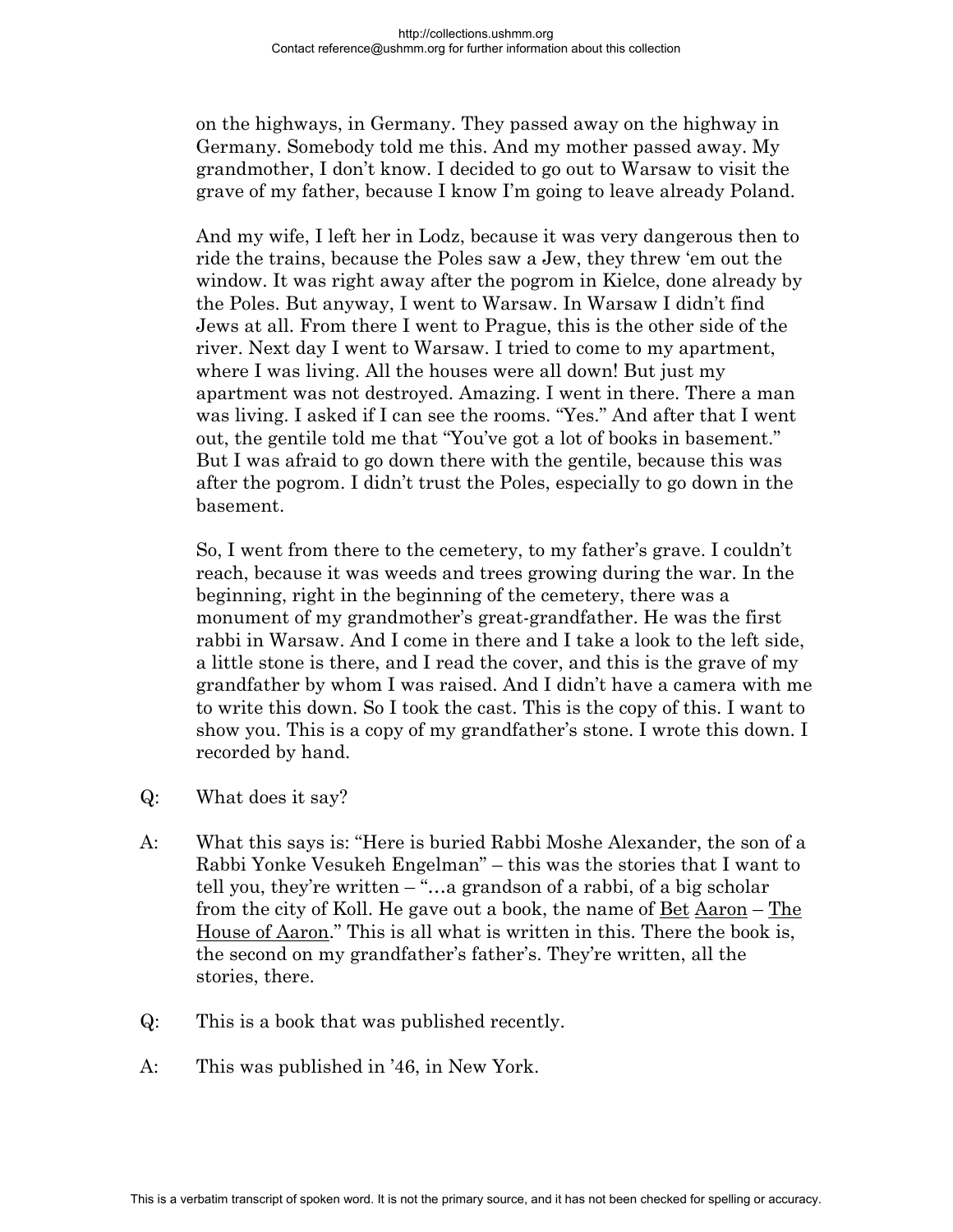on the highways, in Germany. They passed away on the highway in Germany. Somebody told me this. And my mother passed away. My grandmother, I don't know. I decided to go out to Warsaw to visit the grave of my father, because I know I'm going to leave already Poland.

And my wife, I left her in Lodz, because it was very dangerous then to ride the trains, because the Poles saw a Jew, they threw 'em out the window. It was right away after the pogrom in Kielce, done already by the Poles. But anyway, I went to Warsaw. In Warsaw I didn't find Jews at all. From there I went to Prague, this is the other side of the river. Next day I went to Warsaw. I tried to come to my apartment, where I was living. All the houses were all down! But just my apartment was not destroyed. Amazing. I went in there. There a man was living. I asked if I can see the rooms. "Yes." And after that I went out, the gentile told me that "You've got a lot of books in basement." But I was afraid to go down there with the gentile, because this was after the pogrom. I didn't trust the Poles, especially to go down in the basement.

So, I went from there to the cemetery, to my father's grave. I couldn't reach, because it was weeds and trees growing during the war. In the beginning, right in the beginning of the cemetery, there was a monument of my grandmother's great-grandfather. He was the first rabbi in Warsaw. And I come in there and I take a look to the left side, a little stone is there, and I read the cover, and this is the grave of my grandfather by whom I was raised. And I didn't have a camera with me to write this down. So I took the cast. This is the copy of this. I want to show you. This is a copy of my grandfather's stone. I wrote this down. I recorded by hand.

Q: What does it say?

A: What this says is: "Here is buried Rabbi Moshe Alexander, the son of a Rabbi Yonke Vesukeh Engelman" – this was the stories that I want to tell you, they're written – "…a grandson of a rabbi, of a big scholar from the city of Koll. He gave out a book, the name of Bet Aaron – The House of Aaron." This is all what is written in this. There the book is, the second on my grandfather's father's. They're written, all the stories, there.

Q: This is a book that was published recently.

A: This was published in '46, in New York.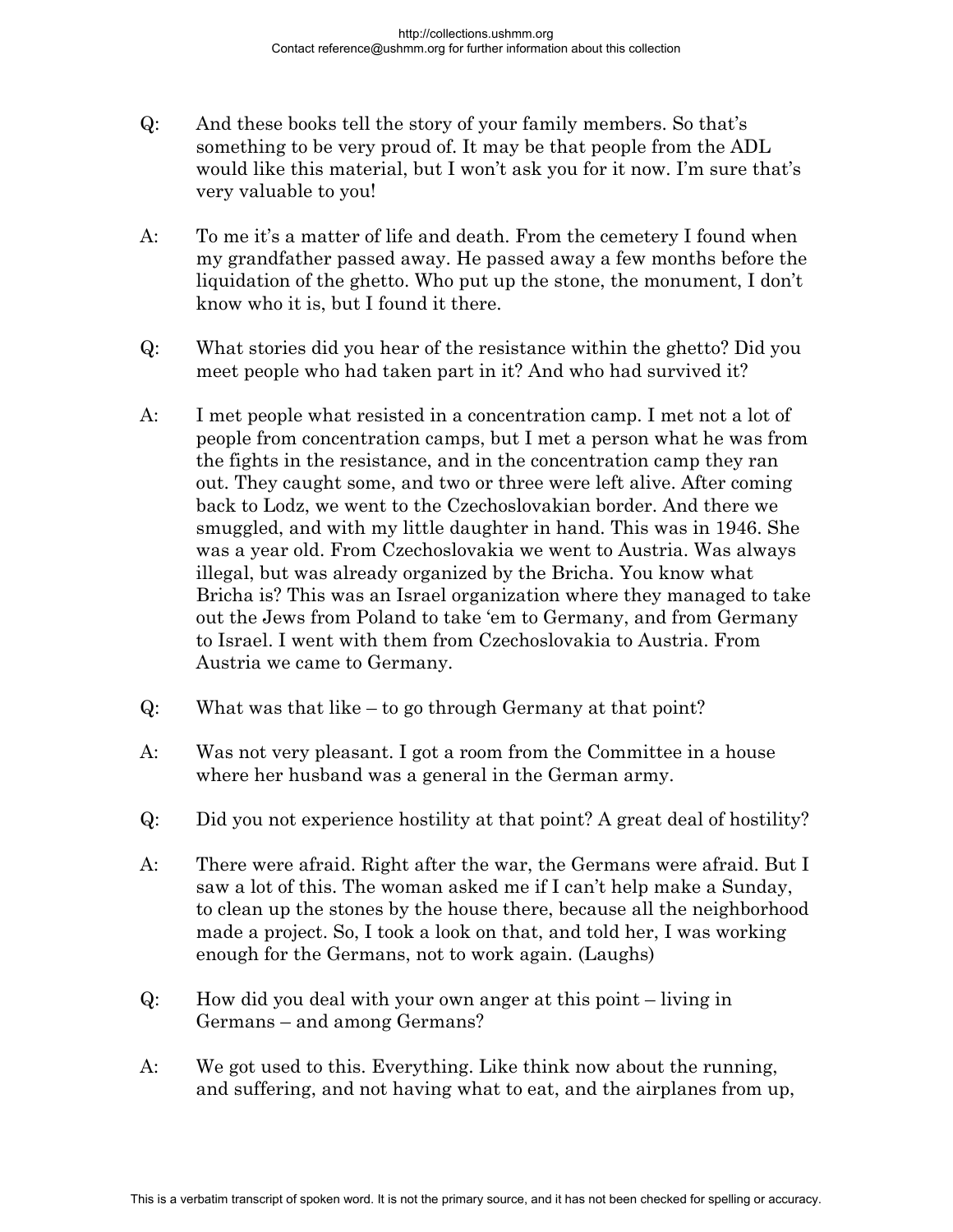Q: And these books tell the story of your family members. So that's something to be very proud of. It may be that people from the ADL would like this material, but I won't ask you for it now. I'm sure that's very valuable to you!

A: To me it's a matter of life and death. From the cemetery I found when my grandfather passed away. He passed away a few months before the liquidation of the ghetto. Who put up the stone, the monument, I don't know who it is, but I found it there.

Q: What stories did you hear of the resistance within the ghetto? Did you meet people who had taken part in it? And who had survived it?

A: I met people what resisted in a concentration camp. I met not a lot of people from concentration camps, but I met a person what he was from the fights in the resistance, and in the concentration camp they ran out. They caught some, and two or three were left alive. After coming back to Lodz, we went to the Czechoslovakian border. And there we smuggled, and with my little daughter in hand. This was in 1946. She was a year old. From Czechoslovakia we went to Austria. Was always illegal, but was already organized by the Bricha. You know what Bricha is? This was an Israel organization where they managed to take out the Jews from Poland to take 'em to Germany, and from Germany to Israel. I went with them from Czechoslovakia to Austria. From Austria we came to Germany.

Q: What was that like – to go through Germany at that point?

A: Was not very pleasant. I got a room from the Committee in a house where her husband was a general in the German army.

Q: Did you not experience hostility at that point? A great deal of hostility?

A: There were afraid. Right after the war, the Germans were afraid. But I saw a lot of this. The woman asked me if I can't help make a Sunday, to clean up the stones by the house there, because all the neighborhood made a project. So, I took a look on that, and told her, I was working enough for the Germans, not to work again. (Laughs)

Q: How did you deal with your own anger at this point – living in Germans – and among Germans?

A: We got used to this. Everything. Like think now about the running, and suffering, and not having what to eat, and the airplanes from up,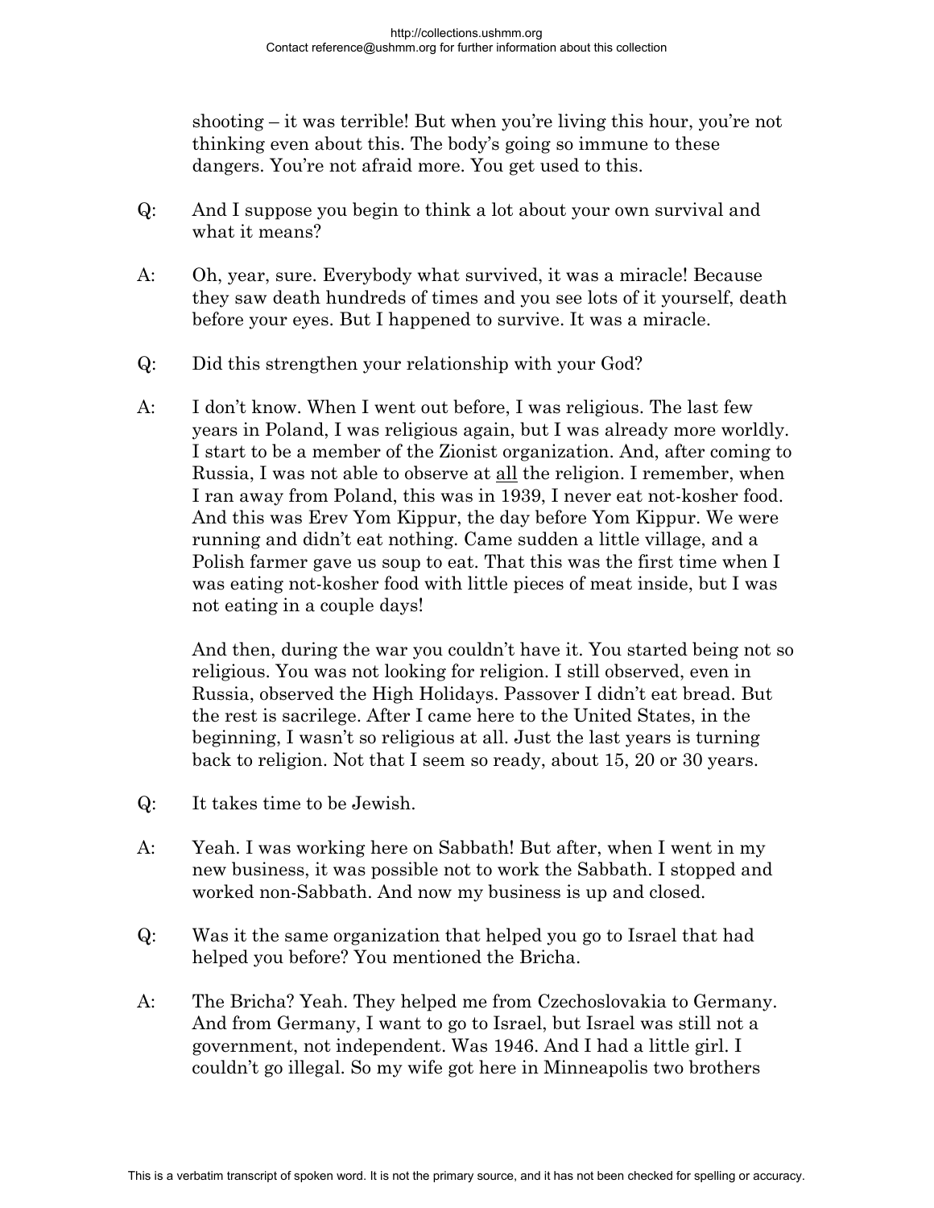shooting – it was terrible! But when you're living this hour, you're not thinking even about this. The body's going so immune to these dangers. You're not afraid more. You get used to this.

Q: And I suppose you begin to think a lot about your own survival and what it means?

A: Oh, year, sure. Everybody what survived, it was a miracle! Because they saw death hundreds of times and you see lots of it yourself, death before your eyes. But I happened to survive. It was a miracle.

Q: Did this strengthen your relationship with your God?

A: I don't know. When I went out before, I was religious. The last few years in Poland, I was religious again, but I was already more worldly. I start to be a member of the Zionist organization. And, after coming to Russia, I was not able to observe at <u>all</u> the religion. I remember, when I ran away from Poland, this was in 1939, I never eat not-kosher food. And this was Erev Yom Kippur, the day before Yom Kippur. We were running and didn't eat nothing. Came sudden a little village, and a Polish farmer gave us soup to eat. That this was the first time when I was eating not-kosher food with little pieces of meat inside, but I was not eating in a couple days!

And then, during the war you couldn't have it. You started being not so religious. You was not looking for religion. I still observed, even in Russia, observed the High Holidays. Passover I didn't eat bread. But the rest is sacrilege. After I came here to the United States, in the beginning, I wasn't so religious at all. Just the last years is turning back to religion. Not that I seem so ready, about 15, 20 or 30 years.

Q: It takes time to be Jewish.

A: Yeah. I was working here on Sabbath! But after, when I went in my new business, it was possible not to work the Sabbath. I stopped and worked non-Sabbath. And now my business is up and closed.

Q: Was it the same organization that helped you go to Israel that had helped you before? You mentioned the Bricha.

A: The Bricha? Yeah. They helped me from Czechoslovakia to Germany. And from Germany, I want to go to Israel, but Israel was still not a government, not independent. Was 1946. And I had a little girl. I couldn't go illegal. So my wife got here in Minneapolis two brothers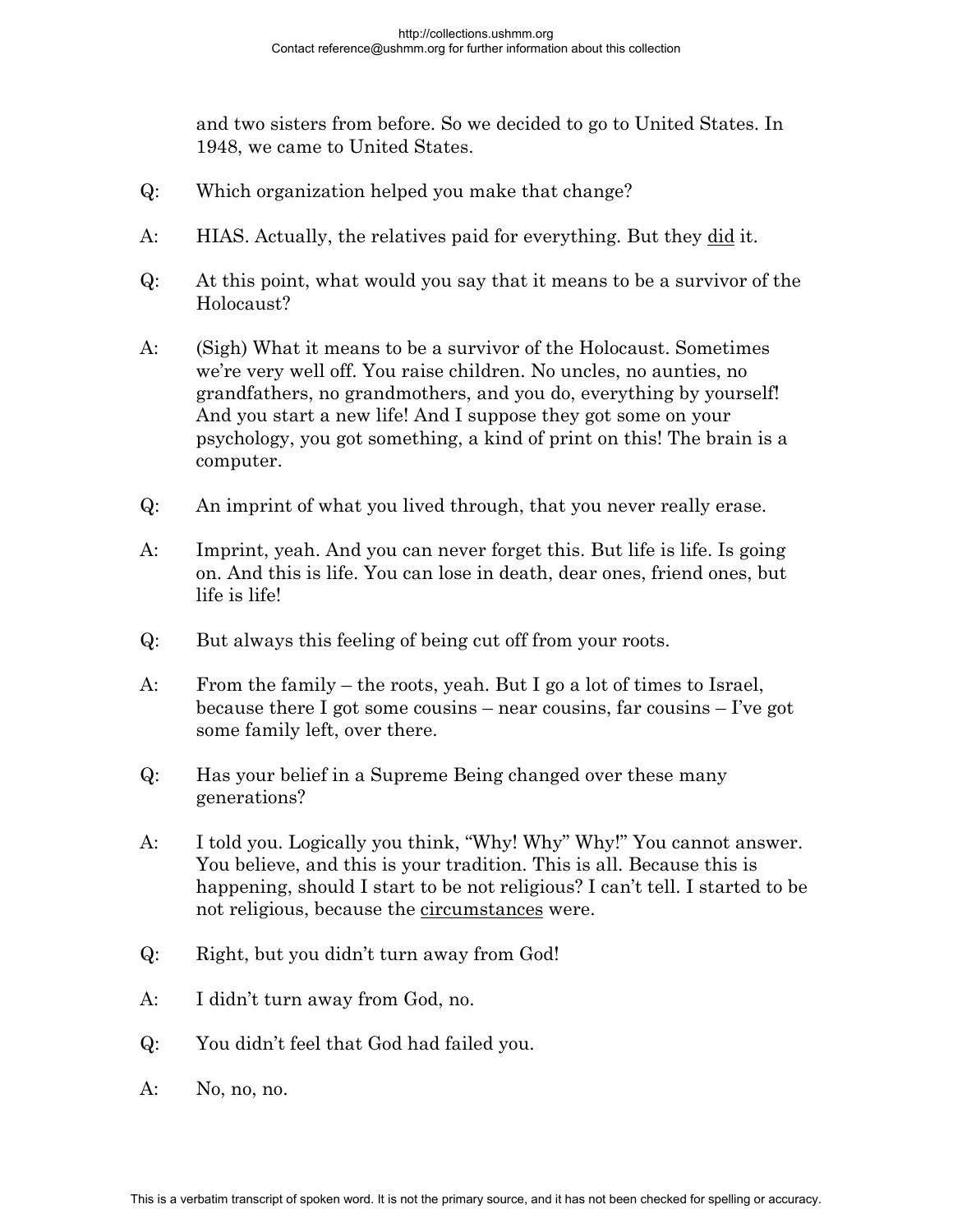and two sisters from before. So we decided to go to United States. In 1948, we came to United States.

Q: Which organization helped you make that change?

A: HIAS. Actually, the relatives paid for everything. But they <u>did</u> it.

Q: At this point, what would you say that it means to be a survivor of the Holocaust?

A: (Sigh) What it means to be a survivor of the Holocaust. Sometimes we're very well off. You raise children. No uncles, no aunties, no grandfathers, no grandmothers, and you do, everything by yourself! And you start a new life! And I suppose they got some on your psychology, you got something, a kind of print on this! The brain is a computer.

Q: An imprint of what you lived through, that you never really erase.

A: Imprint, yeah. And you can never forget this. But life is life. Is going on. And this is life. You can lose in death, dear ones, friend ones, but life is life!

Q: But always this feeling of being cut off from your roots.

A: From the family – the roots, yeah. But I go a lot of times to Israel, because there I got some cousins – near cousins, far cousins – I've got some family left, over there.

Q: Has your belief in a Supreme Being changed over these many generations?

A: I told you. Logically you think, "Why! Why" Why!" You cannot answer. You believe, and this is your tradition. This is all. Because this is happening, should I start to be not religious? I can't tell. I started to be not religious, because the <u>circumstances</u> were.

Q: Right, but you didn't turn away from God!

A: I didn't turn away from God, no.

Q: You didn't feel that God had failed you.

A: No, no, no.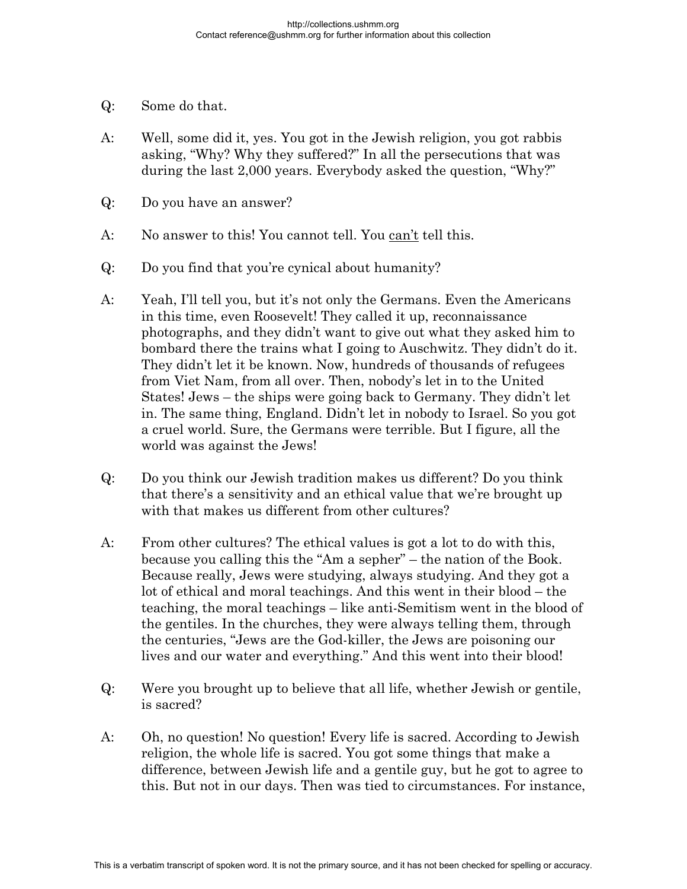Q: Some do that.

A: Well, some did it, yes. You got in the Jewish religion, you got rabbis asking, "Why? Why they suffered?" In all the persecutions that was during the last 2,000 years. Everybody asked the question, "Why?"

Q: Do you have an answer?

A: No answer to this! You cannot tell. You <u>can't</u> tell this.

Q: Do you find that you're cynical about humanity?

A: Yeah, I'll tell you, but it's not only the Germans. Even the Americans in this time, even Roosevelt! They called it up, reconnaissance photographs, and they didn't want to give out what they asked him to bombard there the trains what I going to Auschwitz. They didn't do it. They didn't let it be known. Now, hundreds of thousands of refugees from Viet Nam, from all over. Then, nobody's let in to the United States! Jews – the ships were going back to Germany. They didn't let in. The same thing, England. Didn't let in nobody to Israel. So you got a cruel world. Sure, the Germans were terrible. But I figure, all the world was against the Jews!

Q: Do you think our Jewish tradition makes us different? Do you think that there's a sensitivity and an ethical value that we're brought up with that makes us different from other cultures?

A: From other cultures? The ethical values is got a lot to do with this, because you calling this the "Am a sepher" – the nation of the Book. Because really, Jews were studying, always studying. And they got a lot of ethical and moral teachings. And this went in their blood – the teaching, the moral teachings – like anti-Semitism went in the blood of the gentiles. In the churches, they were always telling them, through the centuries, "Jews are the God-killer, the Jews are poisoning our lives and our water and everything." And this went into their blood!

Q: Were you brought up to believe that all life, whether Jewish or gentile, is sacred?

A: Oh, no question! No question! Every life is sacred. According to Jewish religion, the whole life is sacred. You got some things that make a difference, between Jewish life and a gentile guy, but he got to agree to this. But not in our days. Then was tied to circumstances. For instance,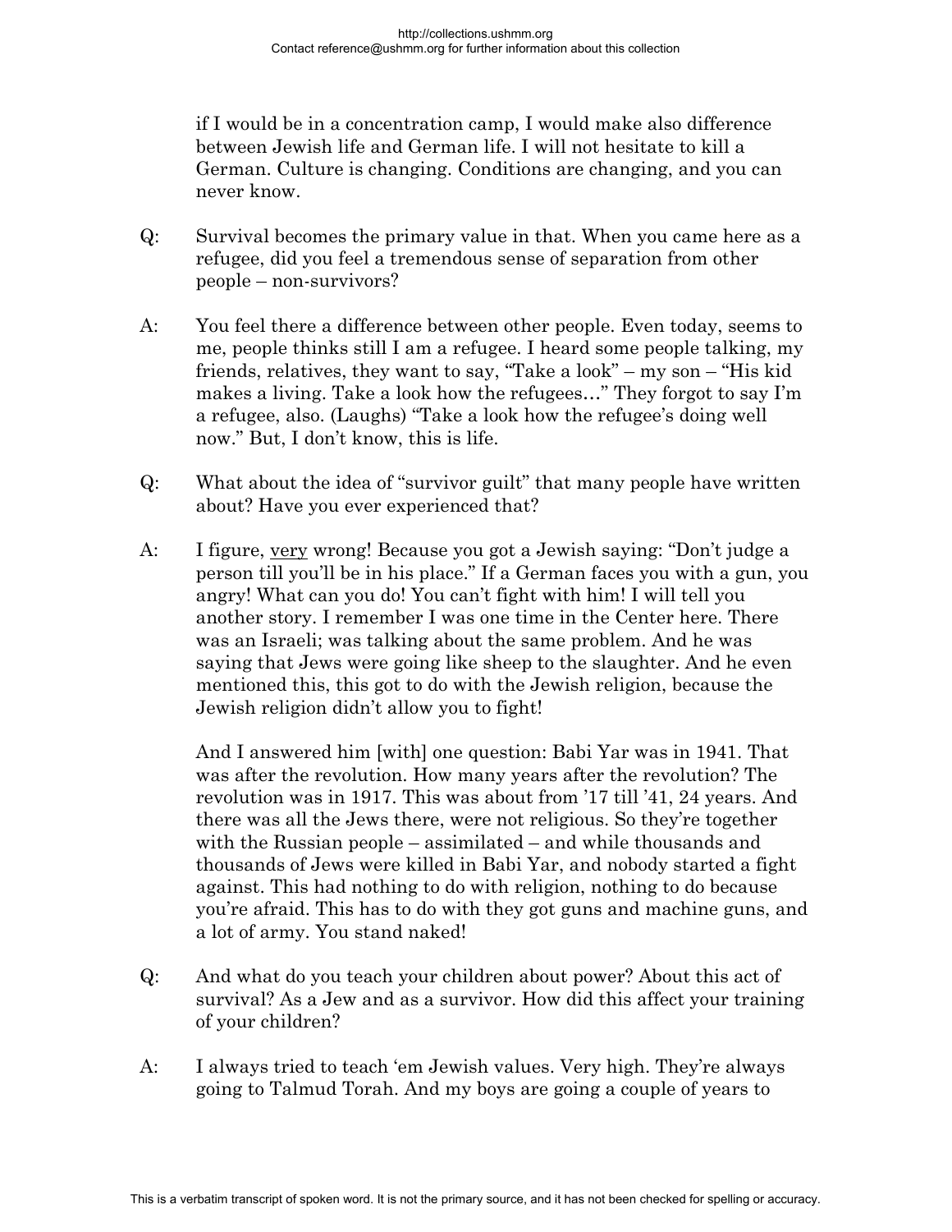if I would be in a concentration camp, I would make also difference between Jewish life and German life. I will not hesitate to kill a German. Culture is changing. Conditions are changing, and you can never know.

Q: Survival becomes the primary value in that. When you came here as a refugee, did you feel a tremendous sense of separation from other people – non-survivors?

A: You feel there a difference between other people. Even today, seems to me, people thinks still I am a refugee. I heard some people talking, my friends, relatives, they want to say, "Take a look" – my son – "His kid makes a living. Take a look how the refugees…" They forgot to say I'm a refugee, also. (Laughs) "Take a look how the refugee's doing well now." But, I don't know, this is life.

Q: What about the idea of "survivor guilt" that many people have written about? Have you ever experienced that?

A: I figure, very wrong! Because you got a Jewish saying: "Don't judge a person till you'll be in his place." If a German faces you with a gun, you angry! What can you do! You can't fight with him! I will tell you another story. I remember I was one time in the Center here. There was an Israeli; was talking about the same problem. And he was saying that Jews were going like sheep to the slaughter. And he even mentioned this, this got to do with the Jewish religion, because the Jewish religion didn't allow you to fight!

And I answered him [with] one question: Babi Yar was in 1941. That was after the revolution. How many years after the revolution? The revolution was in 1917. This was about from '17 till '41, 24 years. And there was all the Jews there, were not religious. So they're together with the Russian people – assimilated – and while thousands and thousands of Jews were killed in Babi Yar, and nobody started a fight against. This had nothing to do with religion, nothing to do because you're afraid. This has to do with they got guns and machine guns, and a lot of army. You stand naked!

Q: And what do you teach your children about power? About this act of survival? As a Jew and as a survivor. How did this affect your training of your children?

A: I always tried to teach 'em Jewish values. Very high. They're always going to Talmud Torah. And my boys are going a couple of years to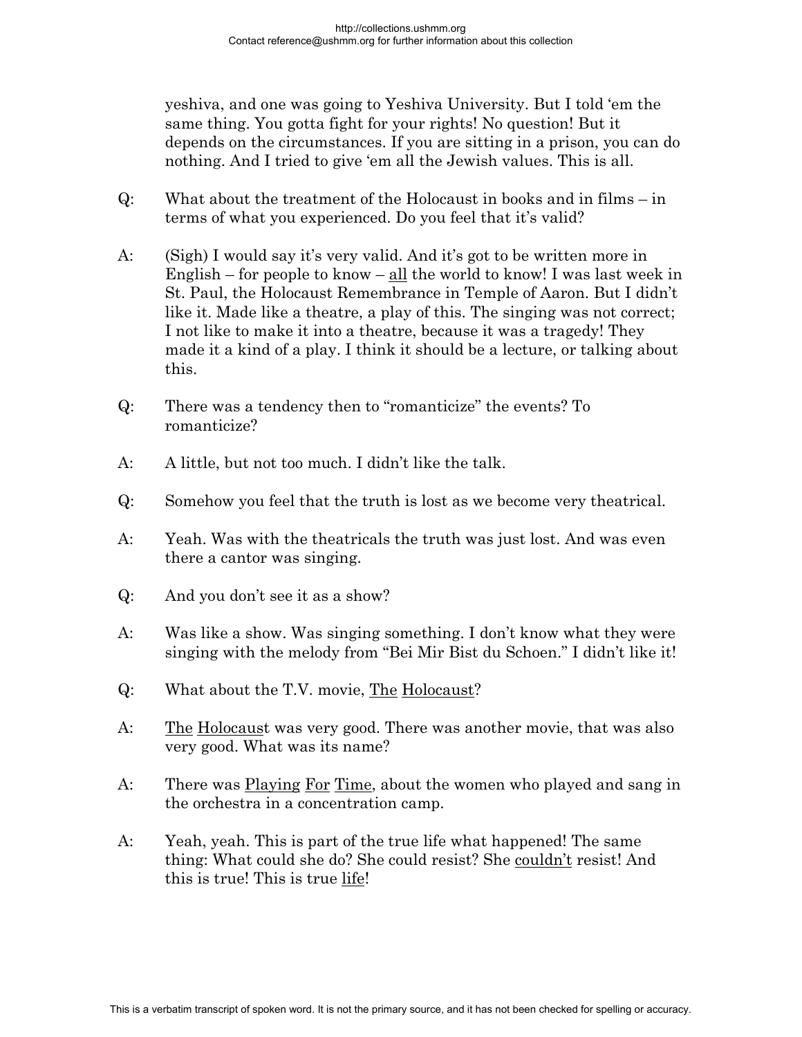yeshiva, and one was going to Yeshiva University. But I told 'em the same thing. You gotta fight for your rights! No question! But it depends on the circumstances. If you are sitting in a prison, you can do nothing. And I tried to give 'em all the Jewish values. This is all.

Q: What about the treatment of the Holocaust in books and in films – in terms of what you experienced. Do you feel that it's valid?

A: (Sigh) I would say it's very valid. And it's got to be written more in English – for people to know – all the world to know! I was last week in St. Paul, the Holocaust Remembrance in Temple of Aaron. But I didn't like it. Made like a theatre, a play of this. The singing was not correct; I not like to make it into a theatre, because it was a tragedy! They made it a kind of a play. I think it should be a lecture, or talking about this.

Q: There was a tendency then to "romanticize" the events? To romanticize?

A: A little, but not too much. I didn't like the talk.

Q: Somehow you feel that the truth is lost as we become very theatrical.

A: Yeah. Was with the theatricals the truth was just lost. And was even there a cantor was singing.

Q: And you don't see it as a show?

A: Was like a show. Was singing something. I don't know what they were singing with the melody from "Bei Mir Bist du Schoen." I didn't like it!

Q: What about the T.V. movie, The Holocaust?

A: The Holocaust was very good. There was another movie, that was also very good. What was its name?

A: There was Playing For Time, about the women who played and sang in the orchestra in a concentration camp.

A: Yeah, yeah. This is part of the true life what happened! The same thing: What could she do? She could resist? She couldn't resist! And this is true! This is true life!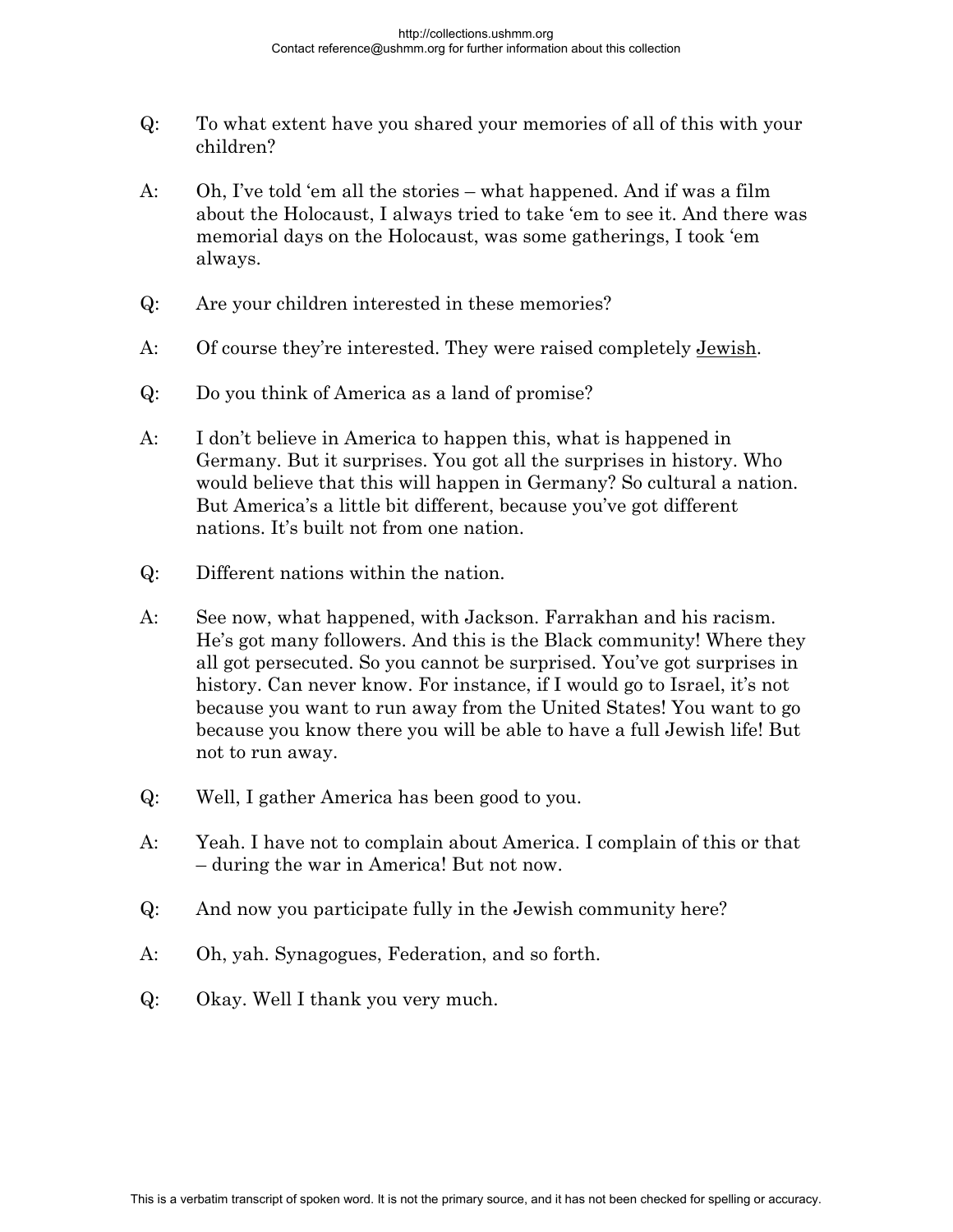Q: To what extent have you shared your memories of all of this with your children?

A: Oh, I've told 'em all the stories – what happened. And if was a film about the Holocaust, I always tried to take 'em to see it. And there was memorial days on the Holocaust, was some gatherings, I took 'em always.

Q: Are your children interested in these memories?

A: Of course they're interested. They were raised completely Jewish.

Q: Do you think of America as a land of promise?

A: I don't believe in America to happen this, what is happened in Germany. But it surprises. You got all the surprises in history. Who would believe that this will happen in Germany? So cultural a nation. But America's a little bit different, because you've got different nations. It's built not from one nation.

Q: Different nations within the nation.

A: See now, what happened, with Jackson. Farrakhan and his racism. He's got many followers. And this is the Black community! Where they all got persecuted. So you cannot be surprised. You've got surprises in history. Can never know. For instance, if I would go to Israel, it's not because you want to run away from the United States! You want to go because you know there you will be able to have a full Jewish life! But not to run away.

Q: Well, I gather America has been good to you.

A: Yeah. I have not to complain about America. I complain of this or that – during the war in America! But not now.

Q: And now you participate fully in the Jewish community here?

A: Oh, yah. Synagogues, Federation, and so forth.

Q: Okay. Well I thank you very much.